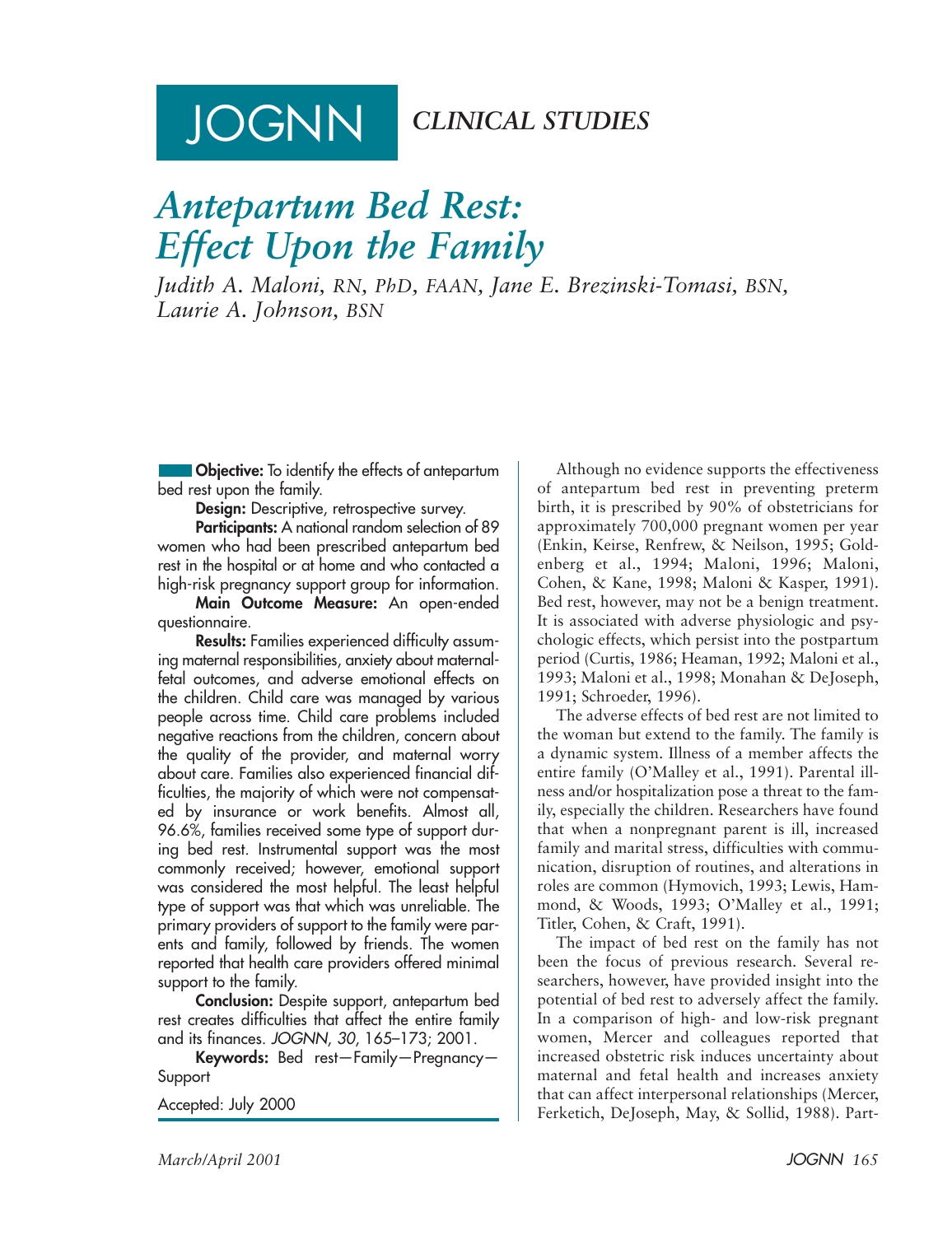# JOGNN CLINICAL STUDIES

# Antepartum Bed Rest: Effect Upon the Family

*Judith A. Maloni, RN, PhD, FAAN, Jane E. Brezinski-Tomasi, BSN, Laurie A. Johnson, BSN*

**Objective:** To identify the effects of antepartum bed rest upon the family.

**Design:** Descriptive, retrospective survey.

**Participants:** A national random selection of 89 women who had been prescribed antepartum bed rest in the hospital or at home and who contacted a high-risk pregnancy support group for information.

**Main Outcome Measure:** An open-ended questionnaire.

**Results:** Families experienced difficulty assuming maternal responsibilities, anxiety about maternal-fetal outcomes, and adverse emotional effects on the children. Child care was managed by various people across time. Child care problems included negative reactions from the children, concern about the quality of the provider, and maternal worry about care. Families also experienced financial difficulties, the majority of which were not compensated by insurance or work benefits. Almost all, 96.6%, families received some type of support during bed rest. Instrumental support was the most commonly received; however, emotional support was considered the most helpful. The least helpful type of support was that which was unreliable. The primary providers of support to the family were parents and family, followed by friends. The women reported that health care providers offered minimal support to the family.

**Conclusion:** Despite support, antepartum bed rest creates difficulties that affect the entire family and its finances. *JOGNN*, *30*, 165–173; 2001.

**Keywords:** Bed rest—Family—Pregnancy—Support

Accepted: July 2000

Although no evidence supports the effectiveness of antepartum bed rest in preventing preterm birth, it is prescribed by 90% of obstetricians for approximately 700,000 pregnant women per year (Enkin, Keirse, Renfrew, & Neilson, 1995; Goldenberg et al., 1994; Maloni, 1996; Maloni, Cohen, & Kane, 1998; Maloni & Kasper, 1991). Bed rest, however, may not be a benign treatment. It is associated with adverse physiologic and psychologic effects, which persist into the postpartum period (Curtis, 1986; Heaman, 1992; Maloni et al., 1993; Maloni et al., 1998; Monahan & DeJoseph, 1991; Schroeder, 1996).

The adverse effects of bed rest are not limited to the woman but extend to the family. The family is a dynamic system. Illness of a member affects the entire family (O'Malley et al., 1991). Parental illness and/or hospitalization pose a threat to the family, especially the children. Researchers have found that when a nonpregnant parent is ill, increased family and marital stress, difficulties with communication, disruption of routines, and alterations in roles are common (Hymovich, 1993; Lewis, Hammond, & Woods, 1993; O'Malley et al., 1991; Titler, Cohen, & Craft, 1991).

The impact of bed rest on the family has not been the focus of previous research. Several researchers, however, have provided insight into the potential of bed rest to adversely affect the family. In a comparison of high- and low-risk pregnant women, Mercer and colleagues reported that increased obstetric risk induces uncertainty about maternal and fetal health and increases anxiety that can affect interpersonal relationships (Mercer, Ferketich, DeJoseph, May, & Sollid, 1988). Part-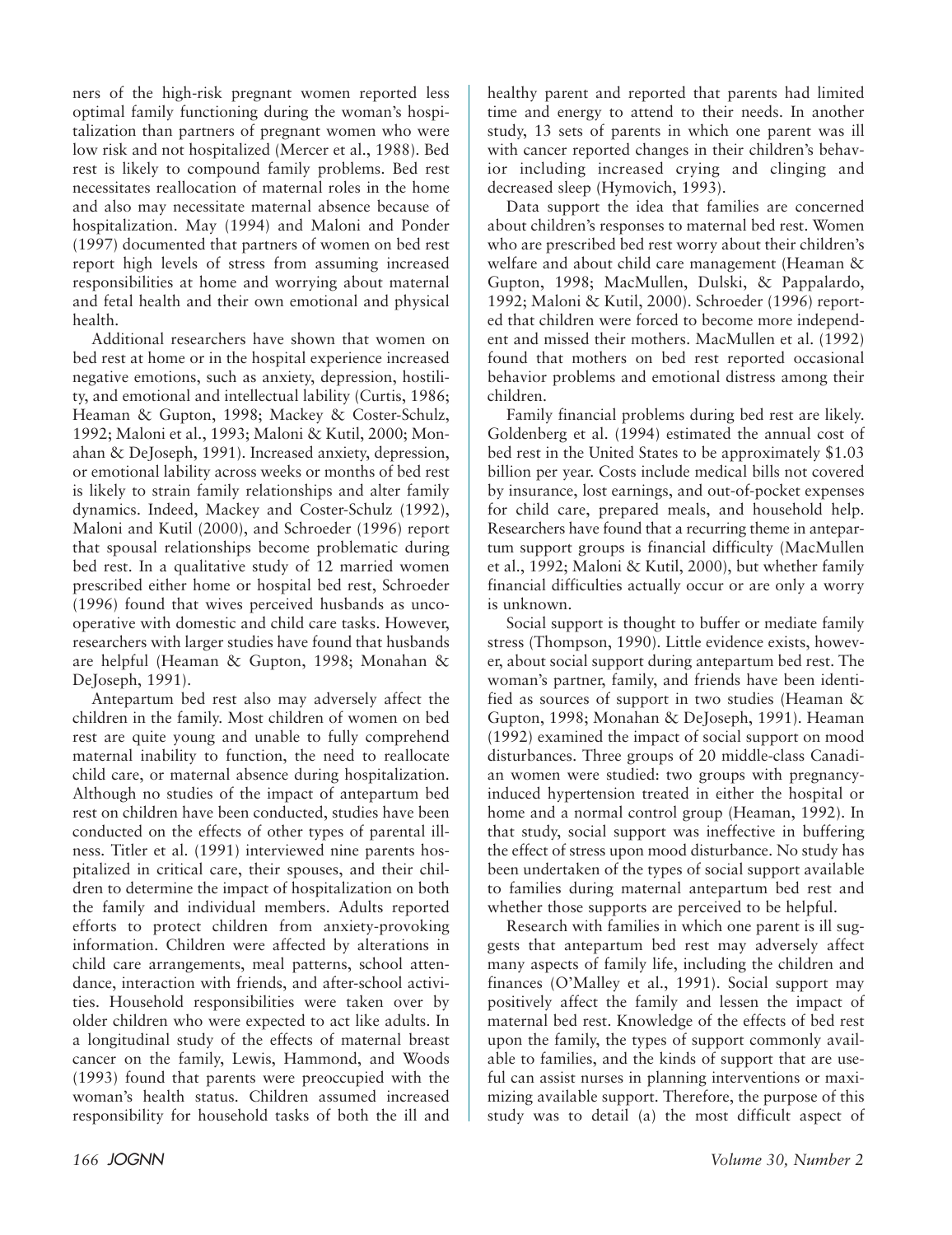ners of the high-risk pregnant women reported less optimal family functioning during the woman's hospitalization than partners of pregnant women who were low risk and not hospitalized (Mercer et al., 1988). Bed rest is likely to compound family problems. Bed rest necessitates reallocation of maternal roles in the home and also may necessitate maternal absence because of hospitalization. May (1994) and Maloni and Ponder (1997) documented that partners of women on bed rest report high levels of stress from assuming increased responsibilities at home and worrying about maternal and fetal health and their own emotional and physical health.

Additional researchers have shown that women on bed rest at home or in the hospital experience increased negative emotions, such as anxiety, depression, hostility, and emotional and intellectual lability (Curtis, 1986; Heaman & Gupton, 1998; Mackey & Coster-Schulz, 1992; Maloni et al., 1993; Maloni & Kutil, 2000; Monahan & DeJoseph, 1991). Increased anxiety, depression, or emotional lability across weeks or months of bed rest is likely to strain family relationships and alter family dynamics. Indeed, Mackey and Coster-Schulz (1992), Maloni and Kutil (2000), and Schroeder (1996) report that spousal relationships become problematic during bed rest. In a qualitative study of 12 married women prescribed either home or hospital bed rest, Schroeder (1996) found that wives perceived husbands as uncooperative with domestic and child care tasks. However, researchers with larger studies have found that husbands are helpful (Heaman & Gupton, 1998; Monahan & DeJoseph, 1991).

Antepartum bed rest also may adversely affect the children in the family. Most children of women on bed rest are quite young and unable to fully comprehend maternal inability to function, the need to reallocate child care, or maternal absence during hospitalization. Although no studies of the impact of antepartum bed rest on children have been conducted, studies have been conducted on the effects of other types of parental illness. Titler et al. (1991) interviewed nine parents hospitalized in critical care, their spouses, and their children to determine the impact of hospitalization on both the family and individual members. Adults reported efforts to protect children from anxiety-provoking information. Children were affected by alterations in child care arrangements, meal patterns, school attendance, interaction with friends, and after-school activities. Household responsibilities were taken over by older children who were expected to act like adults. In a longitudinal study of the effects of maternal breast cancer on the family, Lewis, Hammond, and Woods (1993) found that parents were preoccupied with the woman's health status. Children assumed increased responsibility for household tasks of both the ill and healthy parent and reported that parents had limited time and energy to attend to their needs. In another study, 13 sets of parents in which one parent was ill with cancer reported changes in their children's behavior including increased crying and clinging and decreased sleep (Hymovich, 1993).

Data support the idea that families are concerned about children's responses to maternal bed rest. Women who are prescribed bed rest worry about their children's welfare and about child care management (Heaman & Gupton, 1998; MacMullen, Dulski, & Pappalardo, 1992; Maloni & Kutil, 2000). Schroeder (1996) reported that children were forced to become more independent and missed their mothers. MacMullen et al. (1992) found that mothers on bed rest reported occasional behavior problems and emotional distress among their children.

Family financial problems during bed rest are likely. Goldenberg et al. (1994) estimated the annual cost of bed rest in the United States to be approximately $1.03 billion per year. Costs include medical bills not covered by insurance, lost earnings, and out-of-pocket expenses for child care, prepared meals, and household help. Researchers have found that a recurring theme in antepartum support groups is financial difficulty (MacMullen et al., 1992; Maloni & Kutil, 2000), but whether family financial difficulties actually occur or are only a worry is unknown.

Social support is thought to buffer or mediate family stress (Thompson, 1990). Little evidence exists, however, about social support during antepartum bed rest. The woman's partner, family, and friends have been identified as sources of support in two studies (Heaman & Gupton, 1998; Monahan & DeJoseph, 1991). Heaman (1992) examined the impact of social support on mood disturbances. Three groups of 20 middle-class Canadian women were studied: two groups with pregnancy-induced hypertension treated in either the hospital or home and a normal control group (Heaman, 1992). In that study, social support was ineffective in buffering the effect of stress upon mood disturbance. No study has been undertaken of the types of social support available to families during maternal antepartum bed rest and whether those supports are perceived to be helpful.

Research with families in which one parent is ill suggests that antepartum bed rest may adversely affect many aspects of family life, including the children and finances (O'Malley et al., 1991). Social support may positively affect the family and lessen the impact of maternal bed rest. Knowledge of the effects of bed rest upon the family, the types of support commonly available to families, and the kinds of support that are useful can assist nurses in planning interventions or maximizing available support. Therefore, the purpose of this study was to detail (a) the most difficult aspect of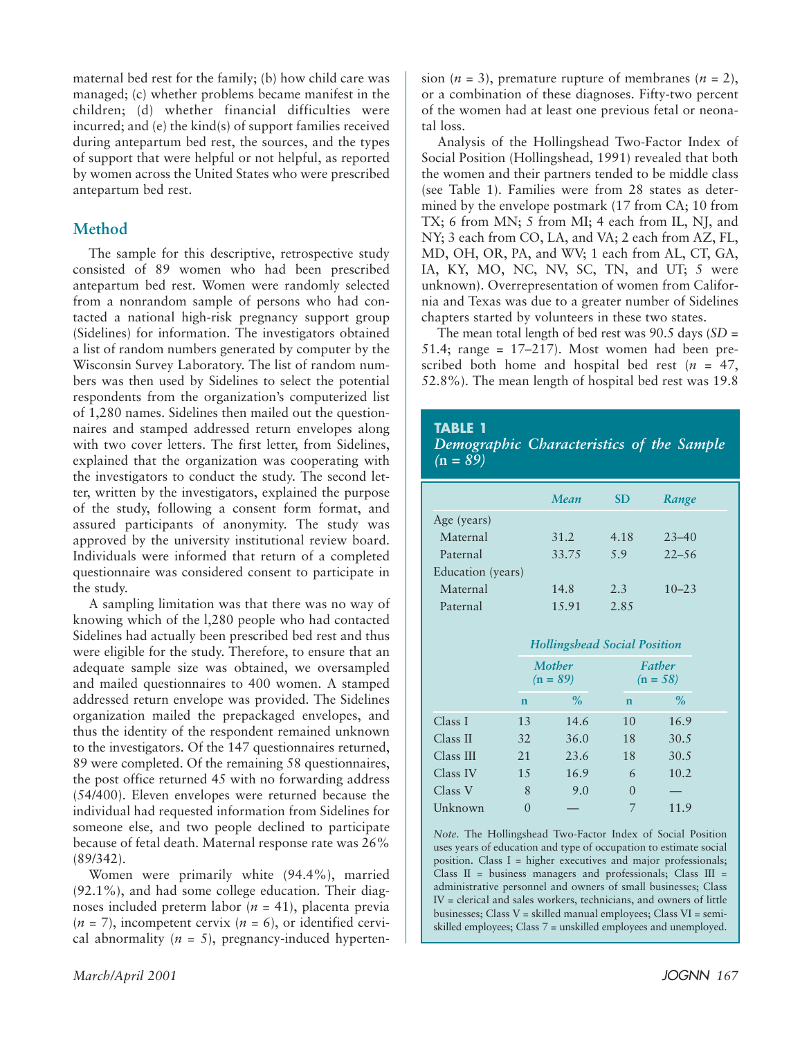maternal bed rest for the family; (b) how child care was managed; (c) whether problems became manifest in the children; (d) whether financial difficulties were incurred; and (e) the kind(s) of support families received during antepartum bed rest, the sources, and the types of support that were helpful or not helpful, as reported by women across the United States who were prescribed antepartum bed rest.

## Method

The sample for this descriptive, retrospective study consisted of 89 women who had been prescribed antepartum bed rest. Women were randomly selected from a nonrandom sample of persons who had contacted a national high-risk pregnancy support group (Sidelines) for information. The investigators obtained a list of random numbers generated by computer by the Wisconsin Survey Laboratory. The list of random numbers was then used by Sidelines to select the potential respondents from the organization's computerized list of 1,280 names. Sidelines then mailed out the questionnaires and stamped addressed return envelopes along with two cover letters. The first letter, from Sidelines, explained that the organization was cooperating with the investigators to conduct the study. The second letter, written by the investigators, explained the purpose of the study, following a consent form format, and assured participants of anonymity. The study was approved by the university institutional review board. Individuals were informed that return of a completed questionnaire was considered consent to participate in the study.

A sampling limitation was that there was no way of knowing which of the l,280 people who had contacted Sidelines had actually been prescribed bed rest and thus were eligible for the study. Therefore, to ensure that an adequate sample size was obtained, we oversampled and mailed questionnaires to 400 women. A stamped addressed return envelope was provided. The Sidelines organization mailed the prepackaged envelopes, and thus the identity of the respondent remained unknown to the investigators. Of the 147 questionnaires returned, 89 were completed. Of the remaining 58 questionnaires, the post office returned 45 with no forwarding address (54/400). Eleven envelopes were returned because the individual had requested information from Sidelines for someone else, and two people declined to participate because of fetal death. Maternal response rate was 26% (89/342).

Women were primarily white (94.4%), married (92.1%), and had some college education. Their diagnoses included preterm labor (*n* = 41), placenta previa (*n* = 7), incompetent cervix (*n* = 6), or identified cervical abnormality (*n* = 5), pregnancy-induced hypertension (*n* = 3), premature rupture of membranes (*n* = 2), or a combination of these diagnoses. Fifty-two percent of the women had at least one previous fetal or neonatal loss.

Analysis of the Hollingshead Two-Factor Index of Social Position (Hollingshead, 1991) revealed that both the women and their partners tended to be middle class (see Table 1). Families were from 28 states as determined by the envelope postmark (17 from CA; 10 from TX; 6 from MN; 5 from MI; 4 each from IL, NJ, and NY; 3 each from CO, LA, and VA; 2 each from AZ, FL, MD, OH, OR, PA, and WV; 1 each from AL, CT, GA, IA, KY, MO, NC, NV, SC, TN, and UT; 5 were unknown). Overrepresentation of women from California and Texas was due to a greater number of Sidelines chapters started by volunteers in these two states.

The mean total length of bed rest was 90.5 days (*SD* = 51.4; range = 17–217). Most women had been prescribed both home and hospital bed rest (*n* = 47, 52.8%). The mean length of hospital bed rest was 19.8

**TABLE 1**
*Demographic Characteristics of the Sample (n = 89)*

| | *Mean* | SD | *Range* |
|---|---|---|---|
| Age (years) | | | |
| Maternal | 31.2 | 4.18 | 23–40 |
| Paternal | 33.75 | 5.9 | 22–56 |
| Education (years) | | | |
| Maternal | 14.8 | 2.3 | 10–23 |
| Paternal | 15.91 | 2.85 | |

| | *Hollingshead Social Position* | | | |
|---|---|---|---|---|
| | *Mother* (n = 89) | | *Father* (n = 58) | |
| | n | % | n | % |
| Class I | 13 | 14.6 | 10 | 16.9 |
| Class II | 32 | 36.0 | 18 | 30.5 |
| Class III | 21 | 23.6 | 18 | 30.5 |
| Class IV | 15 | 16.9 | 6 | 10.2 |
| Class V | 8 | 9.0 | 0 | — |
| Unknown | 0 | — | 7 | 11.9 |

*Note*. The Hollingshead Two-Factor Index of Social Position uses years of education and type of occupation to estimate social position. Class I = higher executives and major professionals; Class II = business managers and professionals; Class III = administrative personnel and owners of small businesses; Class IV = clerical and sales workers, technicians, and owners of little businesses; Class V = skilled manual employees; Class VI = semiskilled employees; Class 7 = unskilled employees and unemployed.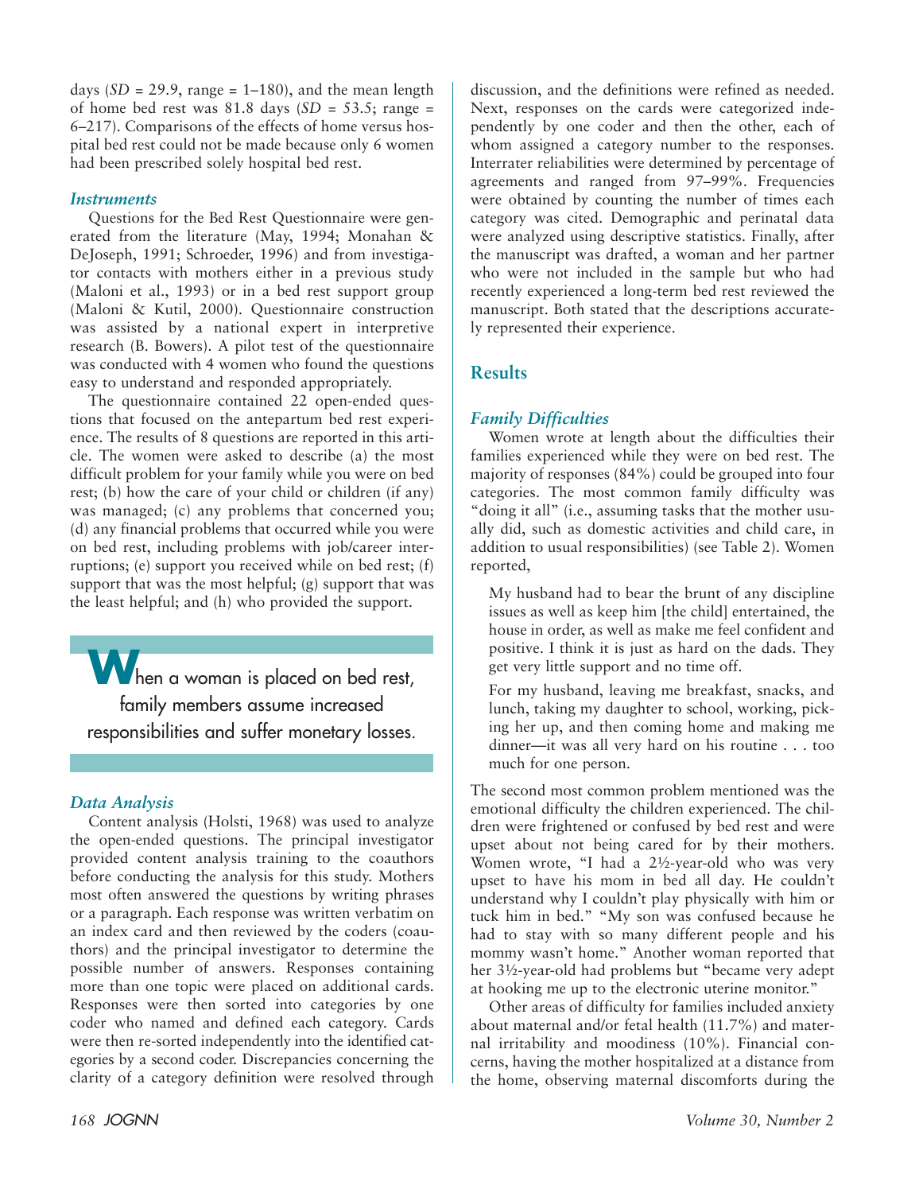days ($SD$ = 29.9, range = 1–180), and the mean length of home bed rest was 81.8 days ($SD$ = 53.5; range = 6–217). Comparisons of the effects of home versus hospital bed rest could not be made because only 6 women had been prescribed solely hospital bed rest.

### *Instruments*

Questions for the Bed Rest Questionnaire were generated from the literature (May, 1994; Monahan & DeJoseph, 1991; Schroeder, 1996) and from investigator contacts with mothers either in a previous study (Maloni et al., 1993) or in a bed rest support group (Maloni & Kutil, 2000). Questionnaire construction was assisted by a national expert in interpretive research (B. Bowers). A pilot test of the questionnaire was conducted with 4 women who found the questions easy to understand and responded appropriately.

The questionnaire contained 22 open-ended questions that focused on the antepartum bed rest experience. The results of 8 questions are reported in this article. The women were asked to describe (a) the most difficult problem for your family while you were on bed rest; (b) how the care of your child or children (if any) was managed; (c) any problems that concerned you; (d) any financial problems that occurred while you were on bed rest, including problems with job/career interruptions; (e) support you received while on bed rest; (f) support that was the most helpful; (g) support that was the least helpful; and (h) who provided the support.

> When a woman is placed on bed rest, family members assume increased responsibilities and suffer monetary losses.

### *Data Analysis*

Content analysis (Holsti, 1968) was used to analyze the open-ended questions. The principal investigator provided content analysis training to the coauthors before conducting the analysis for this study. Mothers most often answered the questions by writing phrases or a paragraph. Each response was written verbatim on an index card and then reviewed by the coders (coauthors) and the principal investigator to determine the possible number of answers. Responses containing more than one topic were placed on additional cards. Responses were then sorted into categories by one coder who named and defined each category. Cards were then re-sorted independently into the identified categories by a second coder. Discrepancies concerning the clarity of a category definition were resolved through discussion, and the definitions were refined as needed. Next, responses on the cards were categorized independently by one coder and then the other, each of whom assigned a category number to the responses. Interrater reliabilities were determined by percentage of agreements and ranged from 97–99%. Frequencies were obtained by counting the number of times each category was cited. Demographic and perinatal data were analyzed using descriptive statistics. Finally, after the manuscript was drafted, a woman and her partner who were not included in the sample but who had recently experienced a long-term bed rest reviewed the manuscript. Both stated that the descriptions accurately represented their experience.

## Results

### *Family Difficulties*

Women wrote at length about the difficulties their families experienced while they were on bed rest. The majority of responses (84%) could be grouped into four categories. The most common family difficulty was "doing it all" (i.e., assuming tasks that the mother usually did, such as domestic activities and child care, in addition to usual responsibilities) (see Table 2). Women reported,

> My husband had to bear the brunt of any discipline issues as well as keep him [the child] entertained, the house in order, as well as make me feel confident and positive. I think it is just as hard on the dads. They get very little support and no time off.

> For my husband, leaving me breakfast, snacks, and lunch, taking my daughter to school, working, picking her up, and then coming home and making me dinner—it was all very hard on his routine . . . too much for one person.

The second most common problem mentioned was the emotional difficulty the children experienced. The children were frightened or confused by bed rest and were upset about not being cared for by their mothers. Women wrote, "I had a 2½-year-old who was very upset to have his mom in bed all day. He couldn't understand why I couldn't play physically with him or tuck him in bed." "My son was confused because he had to stay with so many different people and his mommy wasn't home." Another woman reported that her 3½-year-old had problems but "became very adept at hooking me up to the electronic uterine monitor."

Other areas of difficulty for families included anxiety about maternal and/or fetal health (11.7%) and maternal irritability and moodiness (10%). Financial concerns, having the mother hospitalized at a distance from the home, observing maternal discomforts during the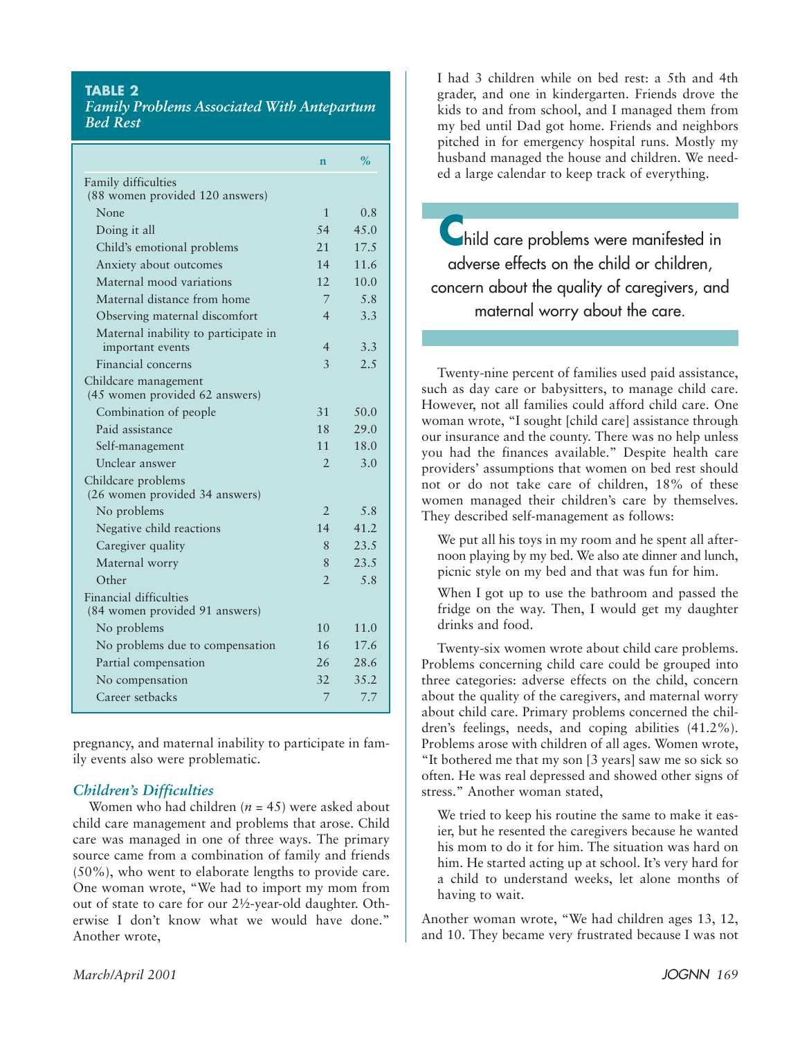**TABLE 2**
***Family Problems Associated With Antepartum Bed Rest***

| | n | % |
|---|---|---|
| Family difficulties (88 women provided 120 answers) | | |
| None | 1 | 0.8 |
| Doing it all | 54 | 45.0 |
| Child's emotional problems | 21 | 17.5 |
| Anxiety about outcomes | 14 | 11.6 |
| Maternal mood variations | 12 | 10.0 |
| Maternal distance from home | 7 | 5.8 |
| Observing maternal discomfort | 4 | 3.3 |
| Maternal inability to participate in important events | 4 | 3.3 |
| Financial concerns | 3 | 2.5 |
| Childcare management (45 women provided 62 answers) | | |
| Combination of people | 31 | 50.0 |
| Paid assistance | 18 | 29.0 |
| Self-management | 11 | 18.0 |
| Unclear answer | 2 | 3.0 |
| Childcare problems (26 women provided 34 answers) | | |
| No problems | 2 | 5.8 |
| Negative child reactions | 14 | 41.2 |
| Caregiver quality | 8 | 23.5 |
| Maternal worry | 8 | 23.5 |
| Other | 2 | 5.8 |
| Financial difficulties (84 women provided 91 answers) | | |
| No problems | 10 | 11.0 |
| No problems due to compensation | 16 | 17.6 |
| Partial compensation | 26 | 28.6 |
| No compensation | 32 | 35.2 |
| Career setbacks | 7 | 7.7 |

pregnancy, and maternal inability to participate in family events also were problematic.

### *Children's Difficulties*

Women who had children ($n$ = 45) were asked about child care management and problems that arose. Child care was managed in one of three ways. The primary source came from a combination of family and friends (50%), who went to elaborate lengths to provide care. One woman wrote, "We had to import my mom from out of state to care for our 2½-year-old daughter. Otherwise I don't know what we would have done." Another wrote,

> I had 3 children while on bed rest: a 5th and 4th grader, and one in kindergarten. Friends drove the kids to and from school, and I managed them from my bed until Dad got home. Friends and neighbors pitched in for emergency hospital runs. Mostly my husband managed the house and children. We needed a large calendar to keep track of everything.

> Child care problems were manifested in adverse effects on the child or children, concern about the quality of caregivers, and maternal worry about the care.

Twenty-nine percent of families used paid assistance, such as day care or babysitters, to manage child care. However, not all families could afford child care. One woman wrote, "I sought [child care] assistance through our insurance and the county. There was no help unless you had the finances available." Despite health care providers' assumptions that women on bed rest should not or do not take care of children, 18% of these women managed their children's care by themselves. They described self-management as follows:

> We put all his toys in my room and he spent all afternoon playing by my bed. We also ate dinner and lunch, picnic style on my bed and that was fun for him.

> When I got up to use the bathroom and passed the fridge on the way. Then, I would get my daughter drinks and food.

Twenty-six women wrote about child care problems. Problems concerning child care could be grouped into three categories: adverse effects on the child, concern about the quality of the caregivers, and maternal worry about child care. Primary problems concerned the children's feelings, needs, and coping abilities (41.2%). Problems arose with children of all ages. Women wrote, "It bothered me that my son [3 years] saw me so sick so often. He was real depressed and showed other signs of stress." Another woman stated,

> We tried to keep his routine the same to make it easier, but he resented the caregivers because he wanted his mom to do it for him. The situation was hard on him. He started acting up at school. It's very hard for a child to understand weeks, let alone months of having to wait.

Another woman wrote, "We had children ages 13, 12, and 10. They became very frustrated because I was not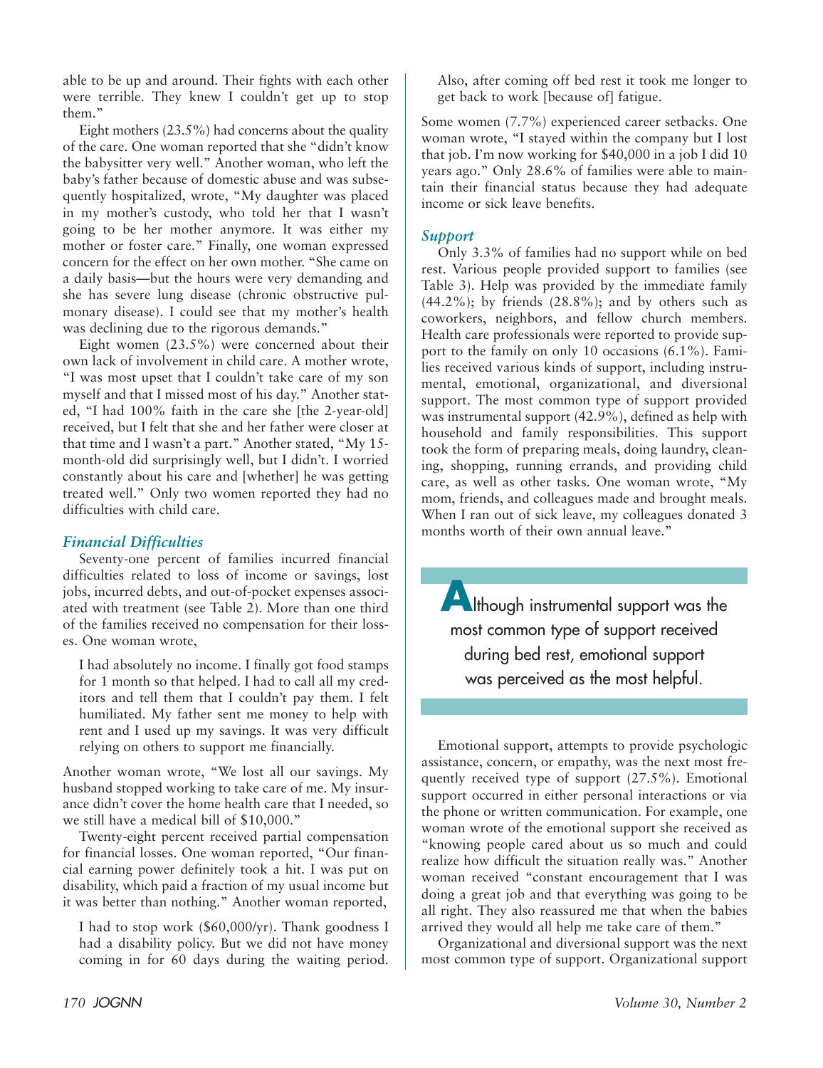able to be up and around. Their fights with each other were terrible. They knew I couldn't get up to stop them."

Eight mothers (23.5%) had concerns about the quality of the care. One woman reported that she "didn't know the babysitter very well." Another woman, who left the baby's father because of domestic abuse and was subsequently hospitalized, wrote, "My daughter was placed in my mother's custody, who told her that I wasn't going to be her mother anymore. It was either my mother or foster care." Finally, one woman expressed concern for the effect on her own mother. "She came on a daily basis—but the hours were very demanding and she has severe lung disease (chronic obstructive pulmonary disease). I could see that my mother's health was declining due to the rigorous demands."

Eight women (23.5%) were concerned about their own lack of involvement in child care. A mother wrote, "I was most upset that I couldn't take care of my son myself and that I missed most of his day." Another stated, "I had 100% faith in the care she [the 2-year-old] received, but I felt that she and her father were closer at that time and I wasn't a part." Another stated, "My 15-month-old did surprisingly well, but I didn't. I worried constantly about his care and [whether] he was getting treated well." Only two women reported they had no difficulties with child care.

### *Financial Difficulties*

Seventy-one percent of families incurred financial difficulties related to loss of income or savings, lost jobs, incurred debts, and out-of-pocket expenses associated with treatment (see Table 2). More than one third of the families received no compensation for their losses. One woman wrote,

> I had absolutely no income. I finally got food stamps for 1 month so that helped. I had to call all my creditors and tell them that I couldn't pay them. I felt humiliated. My father sent me money to help with rent and I used up my savings. It was very difficult relying on others to support me financially.

Another woman wrote, "We lost all our savings. My husband stopped working to take care of me. My insurance didn't cover the home health care that I needed, so we still have a medical bill of $10,000."

Twenty-eight percent received partial compensation for financial losses. One woman reported, "Our financial earning power definitely took a hit. I was put on disability, which paid a fraction of my usual income but it was better than nothing." Another woman reported,

> I had to stop work ($60,000/yr). Thank goodness I had a disability policy. But we did not have money coming in for 60 days during the waiting period. Also, after coming off bed rest it took me longer to get back to work [because of] fatigue.

Some women (7.7%) experienced career setbacks. One woman wrote, "I stayed within the company but I lost that job. I'm now working for $40,000 in a job I did 10 years ago." Only 28.6% of families were able to maintain their financial status because they had adequate income or sick leave benefits.

### *Support*

Only 3.3% of families had no support while on bed rest. Various people provided support to families (see Table 3). Help was provided by the immediate family (44.2%); by friends (28.8%); and by others such as coworkers, neighbors, and fellow church members. Health care professionals were reported to provide support to the family on only 10 occasions (6.1%). Families received various kinds of support, including instrumental, emotional, organizational, and diversional support. The most common type of support provided was instrumental support (42.9%), defined as help with household and family responsibilities. This support took the form of preparing meals, doing laundry, cleaning, shopping, running errands, and providing child care, as well as other tasks. One woman wrote, "My mom, friends, and colleagues made and brought meals. When I ran out of sick leave, my colleagues donated 3 months worth of their own annual leave."

> Although instrumental support was the most common type of support received during bed rest, emotional support was perceived as the most helpful.

Emotional support, attempts to provide psychologic assistance, concern, or empathy, was the next most frequently received type of support (27.5%). Emotional support occurred in either personal interactions or via the phone or written communication. For example, one woman wrote of the emotional support she received as "knowing people cared about us so much and could realize how difficult the situation really was." Another woman received "constant encouragement that I was doing a great job and that everything was going to be all right. They also reassured me that when the babies arrived they would all help me take care of them."

Organizational and diversional support was the next most common type of support. Organizational support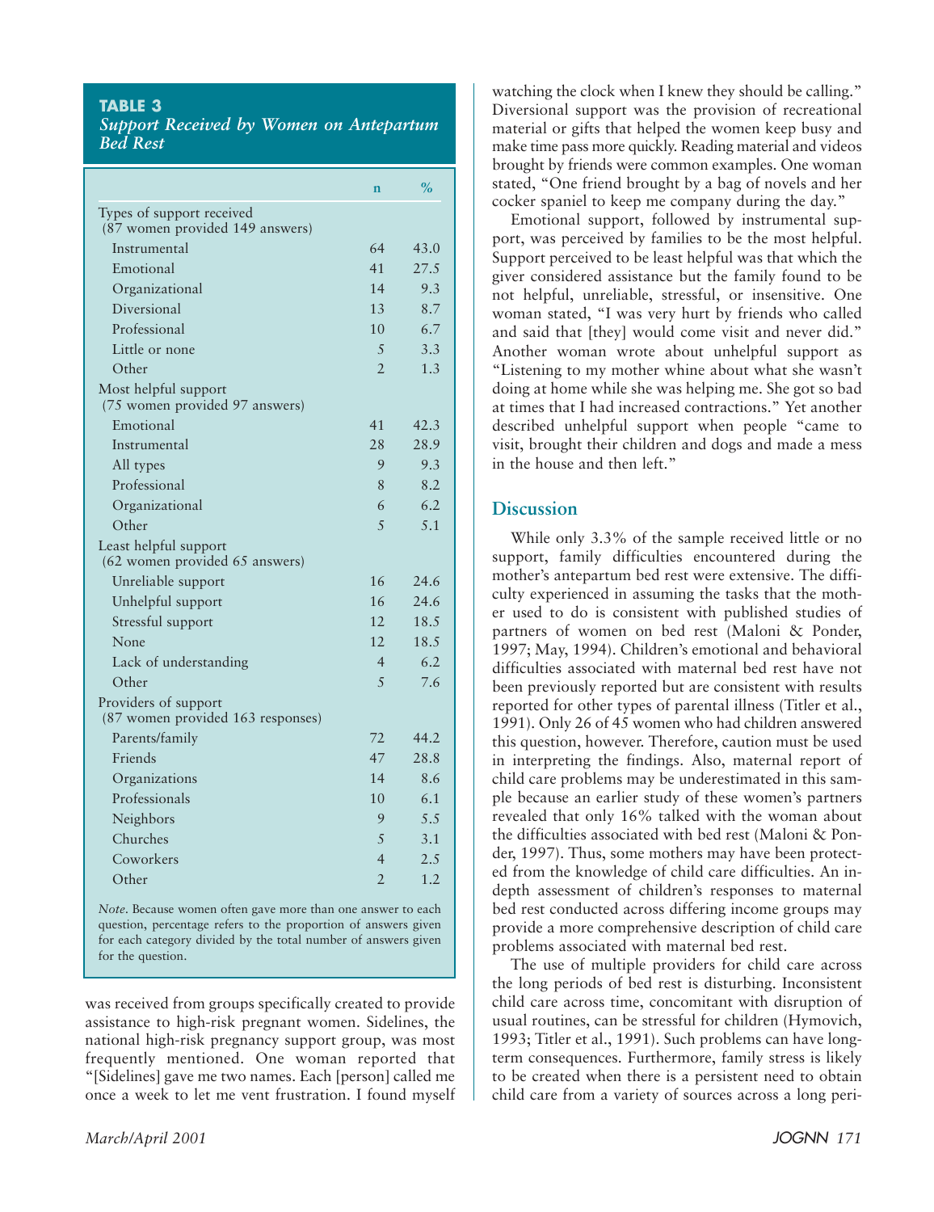**TABLE 3**
*Support Received by Women on Antepartum Bed Rest*

| | n | % |
|---|---|---|
| Types of support received (87 women provided 149 answers) | | |
| Instrumental | 64 | 43.0 |
| Emotional | 41 | 27.5 |
| Organizational | 14 | 9.3 |
| Diversional | 13 | 8.7 |
| Professional | 10 | 6.7 |
| Little or none | 5 | 3.3 |
| Other | 2 | 1.3 |
| Most helpful support (75 women provided 97 answers) | | |
| Emotional | 41 | 42.3 |
| Instrumental | 28 | 28.9 |
| All types | 9 | 9.3 |
| Professional | 8 | 8.2 |
| Organizational | 6 | 6.2 |
| Other | 5 | 5.1 |
| Least helpful support (62 women provided 65 answers) | | |
| Unreliable support | 16 | 24.6 |
| Unhelpful support | 16 | 24.6 |
| Stressful support | 12 | 18.5 |
| None | 12 | 18.5 |
| Lack of understanding | 4 | 6.2 |
| Other | 5 | 7.6 |
| Providers of support (87 women provided 163 responses) | | |
| Parents/family | 72 | 44.2 |
| Friends | 47 | 28.8 |
| Organizations | 14 | 8.6 |
| Professionals | 10 | 6.1 |
| Neighbors | 9 | 5.5 |
| Churches | 5 | 3.1 |
| Coworkers | 4 | 2.5 |
| Other | 2 | 1.2 |

*Note*. Because women often gave more than one answer to each question, percentage refers to the proportion of answers given for each category divided by the total number of answers given for the question.

was received from groups specifically created to provide assistance to high-risk pregnant women. Sidelines, the national high-risk pregnancy support group, was most frequently mentioned. One woman reported that "[Sidelines] gave me two names. Each [person] called me once a week to let me vent frustration. I found myself watching the clock when I knew they should be calling." Diversional support was the provision of recreational material or gifts that helped the women keep busy and make time pass more quickly. Reading material and videos brought by friends were common examples. One woman stated, "One friend brought by a bag of novels and her cocker spaniel to keep me company during the day."

Emotional support, followed by instrumental support, was perceived by families to be the most helpful. Support perceived to be least helpful was that which the giver considered assistance but the family found to be not helpful, unreliable, stressful, or insensitive. One woman stated, "I was very hurt by friends who called and said that [they] would come visit and never did." Another woman wrote about unhelpful support as "Listening to my mother whine about what she wasn't doing at home while she was helping me. She got so bad at times that I had increased contractions." Yet another described unhelpful support when people "came to visit, brought their children and dogs and made a mess in the house and then left."

## Discussion

While only 3.3% of the sample received little or no support, family difficulties encountered during the mother's antepartum bed rest were extensive. The difficulty experienced in assuming the tasks that the mother used to do is consistent with published studies of partners of women on bed rest (Maloni & Ponder, 1997; May, 1994). Children's emotional and behavioral difficulties associated with maternal bed rest have not been previously reported but are consistent with results reported for other types of parental illness (Titler et al., 1991). Only 26 of 45 women who had children answered this question, however. Therefore, caution must be used in interpreting the findings. Also, maternal report of child care problems may be underestimated in this sample because an earlier study of these women's partners revealed that only 16% talked with the woman about the difficulties associated with bed rest (Maloni & Ponder, 1997). Thus, some mothers may have been protected from the knowledge of child care difficulties. An in-depth assessment of children's responses to maternal bed rest conducted across differing income groups may provide a more comprehensive description of child care problems associated with maternal bed rest.

The use of multiple providers for child care across the long periods of bed rest is disturbing. Inconsistent child care across time, concomitant with disruption of usual routines, can be stressful for children (Hymovich, 1993; Titler et al., 1991). Such problems can have long-term consequences. Furthermore, family stress is likely to be created when there is a persistent need to obtain child care from a variety of sources across a long peri-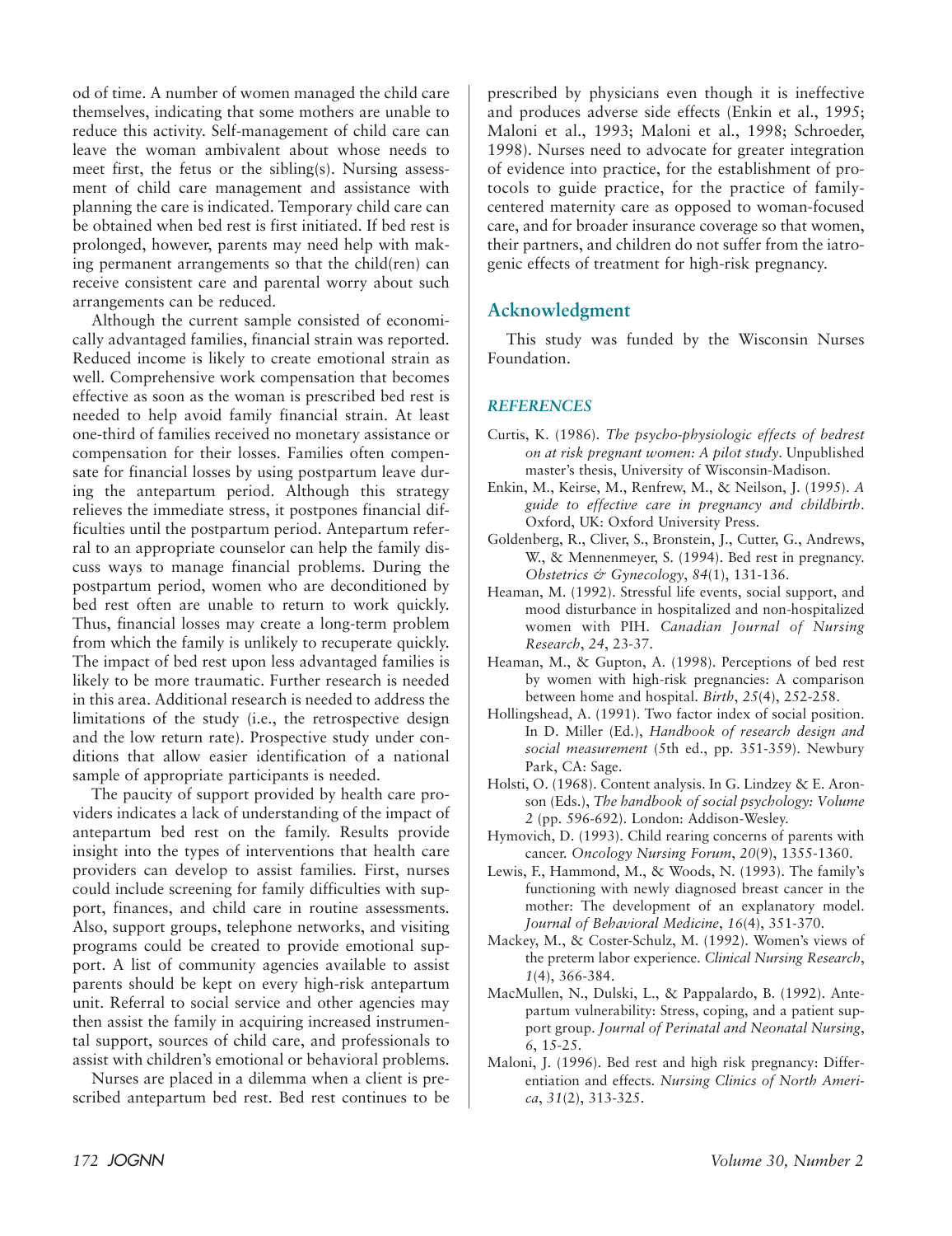od of time. A number of women managed the child care themselves, indicating that some mothers are unable to reduce this activity. Self-management of child care can leave the woman ambivalent about whose needs to meet first, the fetus or the sibling(s). Nursing assessment of child care management and assistance with planning the care is indicated. Temporary child care can be obtained when bed rest is first initiated. If bed rest is prolonged, however, parents may need help with making permanent arrangements so that the child(ren) can receive consistent care and parental worry about such arrangements can be reduced.

Although the current sample consisted of economically advantaged families, financial strain was reported. Reduced income is likely to create emotional strain as well. Comprehensive work compensation that becomes effective as soon as the woman is prescribed bed rest is needed to help avoid family financial strain. At least one-third of families received no monetary assistance or compensation for their losses. Families often compensate for financial losses by using postpartum leave during the antepartum period. Although this strategy relieves the immediate stress, it postpones financial difficulties until the postpartum period. Antepartum referral to an appropriate counselor can help the family discuss ways to manage financial problems. During the postpartum period, women who are deconditioned by bed rest often are unable to return to work quickly. Thus, financial losses may create a long-term problem from which the family is unlikely to recuperate quickly. The impact of bed rest upon less advantaged families is likely to be more traumatic. Further research is needed in this area. Additional research is needed to address the limitations of the study (i.e., the retrospective design and the low return rate). Prospective study under conditions that allow easier identification of a national sample of appropriate participants is needed.

The paucity of support provided by health care providers indicates a lack of understanding of the impact of antepartum bed rest on the family. Results provide insight into the types of interventions that health care providers can develop to assist families. First, nurses could include screening for family difficulties with support, finances, and child care in routine assessments. Also, support groups, telephone networks, and visiting programs could be created to provide emotional support. A list of community agencies available to assist parents should be kept on every high-risk antepartum unit. Referral to social service and other agencies may then assist the family in acquiring increased instrumental support, sources of child care, and professionals to assist with children's emotional or behavioral problems.

Nurses are placed in a dilemma when a client is prescribed antepartum bed rest. Bed rest continues to be prescribed by physicians even though it is ineffective and produces adverse side effects (Enkin et al., 1995; Maloni et al., 1993; Maloni et al., 1998; Schroeder, 1998). Nurses need to advocate for greater integration of evidence into practice, for the establishment of protocols to guide practice, for the practice of family-centered maternity care as opposed to woman-focused care, and for broader insurance coverage so that women, their partners, and children do not suffer from the iatrogenic effects of treatment for high-risk pregnancy.

## Acknowledgment

This study was funded by the Wisconsin Nurses Foundation.

### REFERENCES

Curtis, K. (1986). *The psycho-physiologic effects of bedrest on at risk pregnant women: A pilot study*. Unpublished master's thesis, University of Wisconsin-Madison.

Enkin, M., Keirse, M., Renfrew, M., & Neilson, J. (1995). *A guide to effective care in pregnancy and childbirth*. Oxford, UK: Oxford University Press.

Goldenberg, R., Cliver, S., Bronstein, J., Cutter, G., Andrews, W., & Mennenmeyer, S. (1994). Bed rest in pregnancy. *Obstetrics & Gynecology*, *84*(1), 131-136.

Heaman, M. (1992). Stressful life events, social support, and mood disturbance in hospitalized and non-hospitalized women with PIH. *Canadian Journal of Nursing Research*, *24*, 23-37.

Heaman, M., & Gupton, A. (1998). Perceptions of bed rest by women with high-risk pregnancies: A comparison between home and hospital. *Birth*, *25*(4), 252-258.

Hollingshead, A. (1991). Two factor index of social position. In D. Miller (Ed.), *Handbook of research design and social measurement* (5th ed., pp. 351-359). Newbury Park, CA: Sage.

Holsti, O. (1968). Content analysis. In G. Lindzey & E. Aronson (Eds.), *The handbook of social psychology: Volume 2* (pp. 596-692). London: Addison-Wesley.

Hymovich, D. (1993). Child rearing concerns of parents with cancer. *Oncology Nursing Forum*, *20*(9), 1355-1360.

Lewis, F., Hammond, M., & Woods, N. (1993). The family's functioning with newly diagnosed breast cancer in the mother: The development of an explanatory model. *Journal of Behavioral Medicine*, *16*(4), 351-370.

Mackey, M., & Coster-Schulz, M. (1992). Women's views of the preterm labor experience. *Clinical Nursing Research*, *1*(4), 366-384.

MacMullen, N., Dulski, L., & Pappalardo, B. (1992). Antepartum vulnerability: Stress, coping, and a patient support group. *Journal of Perinatal and Neonatal Nursing*, *6*, 15-25.

Maloni, J. (1996). Bed rest and high risk pregnancy: Differentiation and effects. *Nursing Clinics of North America*, *31*(2), 313-325.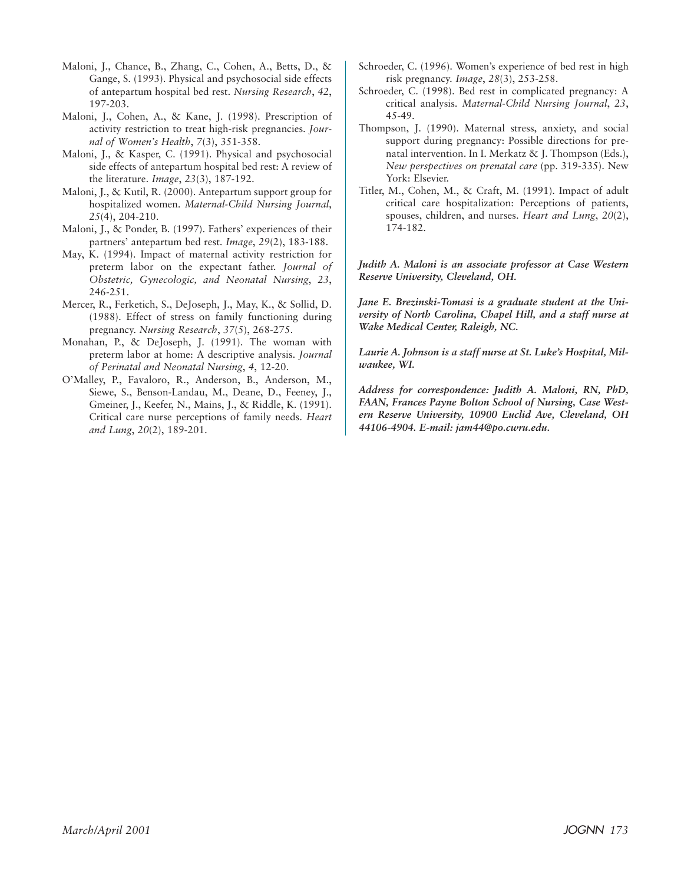Maloni, J., Chance, B., Zhang, C., Cohen, A., Betts, D., & Gange, S. (1993). Physical and psychosocial side effects of antepartum hospital bed rest. *Nursing Research*, *42*, 197-203.

Maloni, J., Cohen, A., & Kane, J. (1998). Prescription of activity restriction to treat high-risk pregnancies. *Journal of Women's Health*, *7*(3), 351-358.

Maloni, J., & Kasper, C. (1991). Physical and psychosocial side effects of antepartum hospital bed rest: A review of the literature. *Image*, *23*(3), 187-192.

Maloni, J., & Kutil, R. (2000). Antepartum support group for hospitalized women. *Maternal-Child Nursing Journal*, *25*(4), 204-210.

Maloni, J., & Ponder, B. (1997). Fathers' experiences of their partners' antepartum bed rest. *Image*, *29*(2), 183-188.

May, K. (1994). Impact of maternal activity restriction for preterm labor on the expectant father. *Journal of Obstetric, Gynecologic, and Neonatal Nursing*, *23*, 246-251.

Mercer, R., Ferketich, S., DeJoseph, J., May, K., & Sollid, D. (1988). Effect of stress on family functioning during pregnancy. *Nursing Research*, *37*(5), 268-275.

Monahan, P., & DeJoseph, J. (1991). The woman with preterm labor at home: A descriptive analysis. *Journal of Perinatal and Neonatal Nursing*, *4*, 12-20.

O'Malley, P., Favaloro, R., Anderson, B., Anderson, M., Siewe, S., Benson-Landau, M., Deane, D., Feeney, J., Gmeiner, J., Keefer, N., Mains, J., & Riddle, K. (1991). Critical care nurse perceptions of family needs. *Heart and Lung*, *20*(2), 189-201.

Schroeder, C. (1996). Women's experience of bed rest in high risk pregnancy. *Image*, *28*(3), 253-258.

Schroeder, C. (1998). Bed rest in complicated pregnancy: A critical analysis. *Maternal-Child Nursing Journal*, *23*, 45-49.

Thompson, J. (1990). Maternal stress, anxiety, and social support during pregnancy: Possible directions for prenatal intervention. In I. Merkatz & J. Thompson (Eds.), *New perspectives on prenatal care* (pp. 319-335). New York: Elsevier.

Titler, M., Cohen, M., & Craft, M. (1991). Impact of adult critical care hospitalization: Perceptions of patients, spouses, children, and nurses. *Heart and Lung*, *20*(2), 174-182.

***Judith A. Maloni is an associate professor at Case Western Reserve University, Cleveland, OH.***

***Jane E. Brezinski-Tomasi is a graduate student at the University of North Carolina, Chapel Hill, and a staff nurse at Wake Medical Center, Raleigh, NC.***

***Laurie A. Johnson is a staff nurse at St. Luke's Hospital, Milwaukee, WI.***

***Address for correspondence: Judith A. Maloni, RN, PhD, FAAN, Frances Payne Bolton School of Nursing, Case Western Reserve University, 10900 Euclid Ave, Cleveland, OH 44106-4904. E-mail: jam44@po.cwru.edu.***